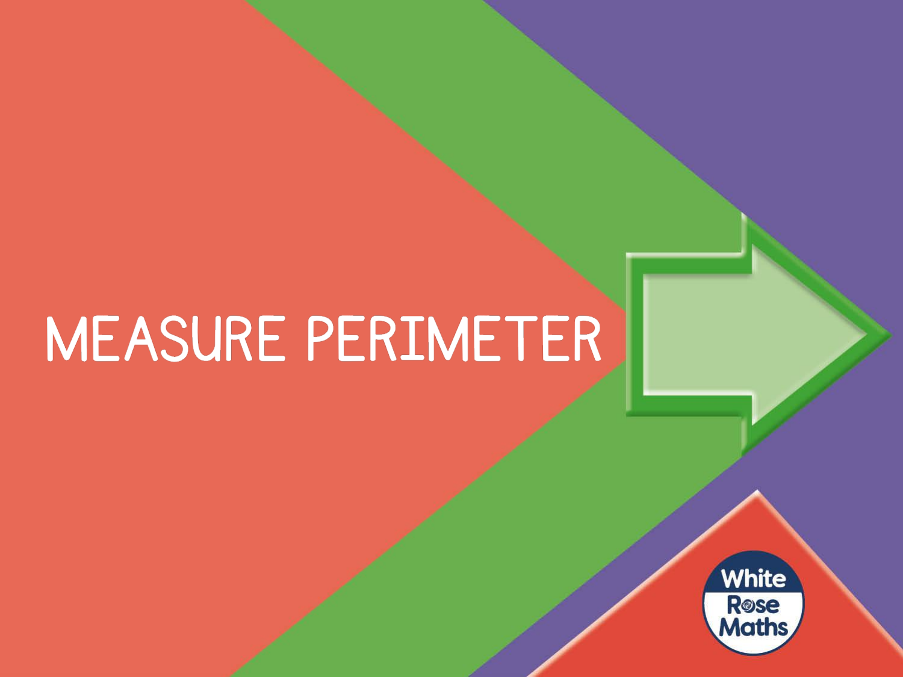# MEASURE PERIMETER

White Rose Maths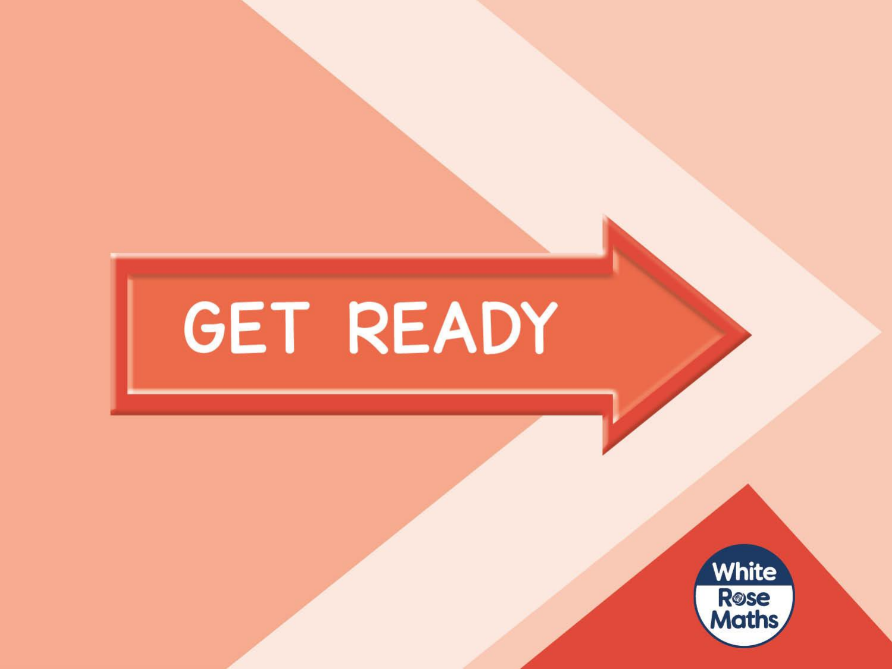# GET READY

White Rose Maths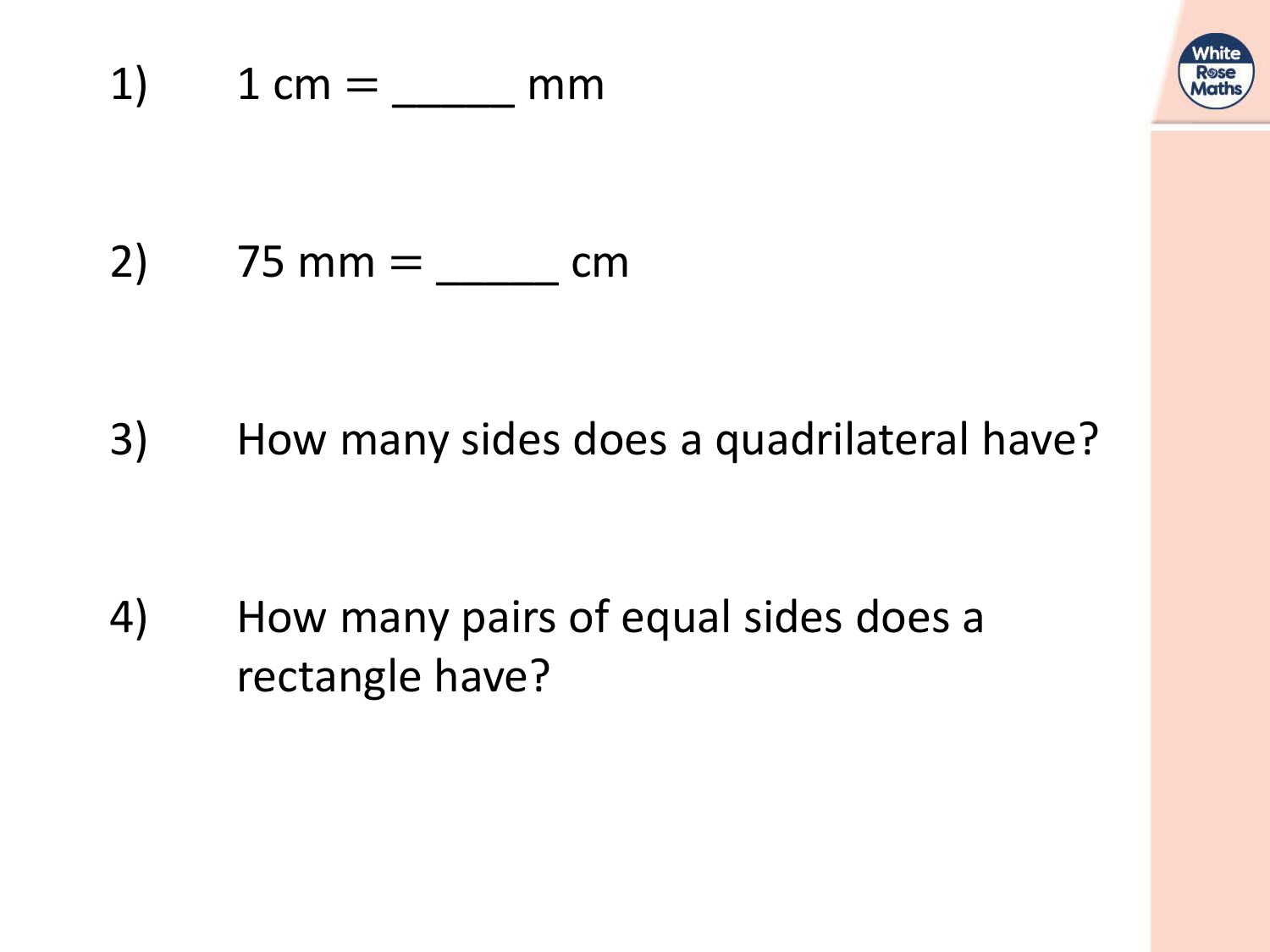1) 1 cm = _____ mm

2) 75 mm = _____ cm

3) How many sides does a quadrilateral have?

4) How many pairs of equal sides does a rectangle have?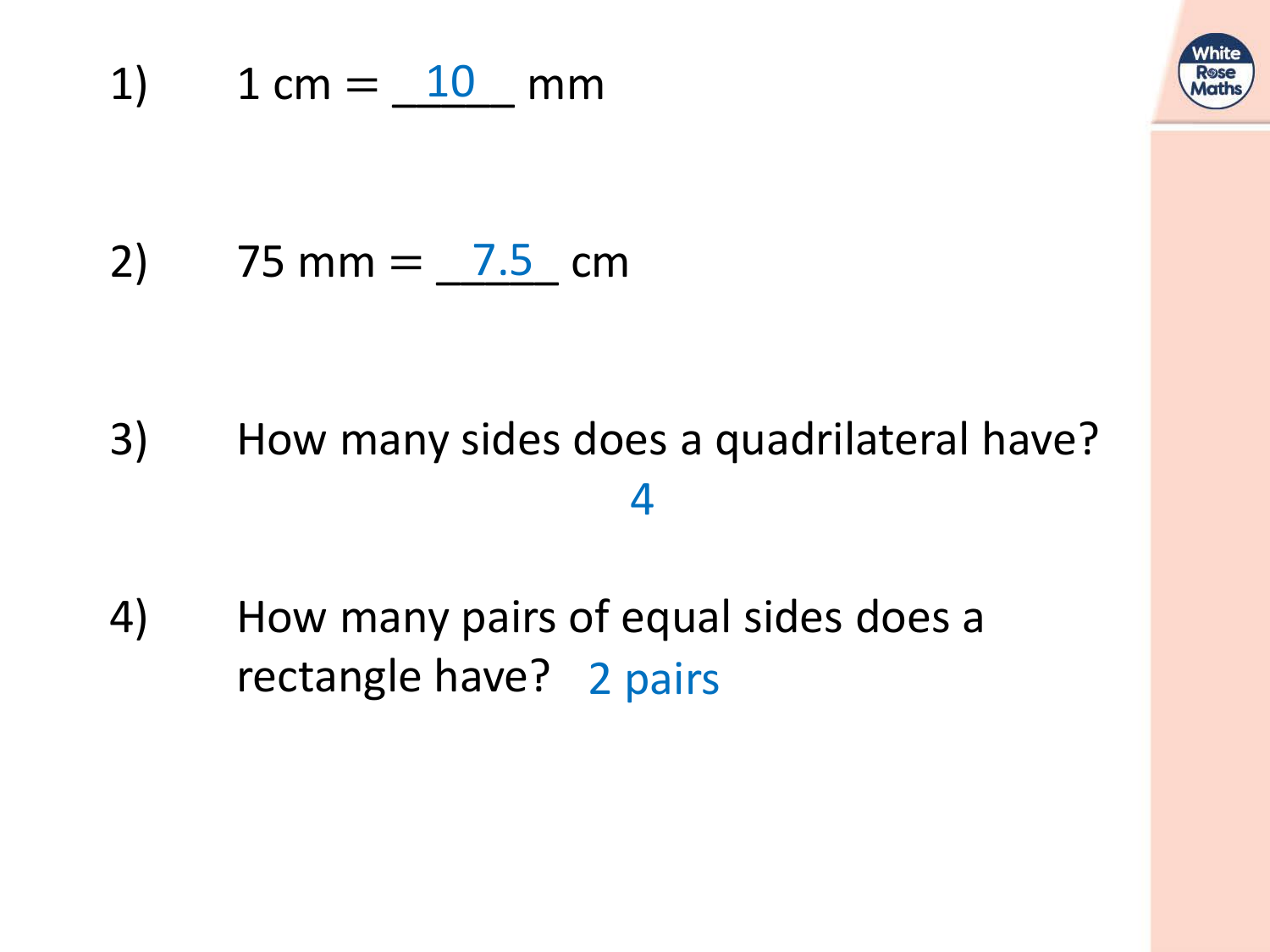1) 1 cm = __10__ mm

2) 75 mm = __7.5__ cm

3) How many sides does a quadrilateral have?

4

4) How many pairs of equal sides does a rectangle have? 2 pairs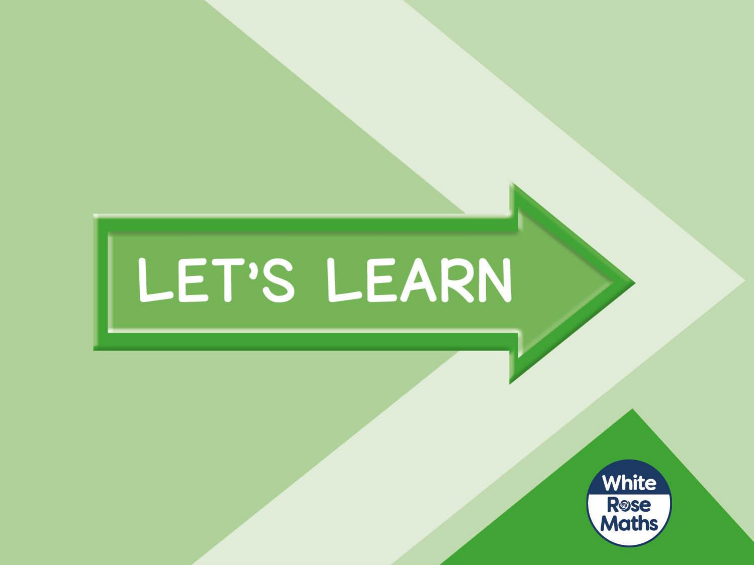# LET'S LEARN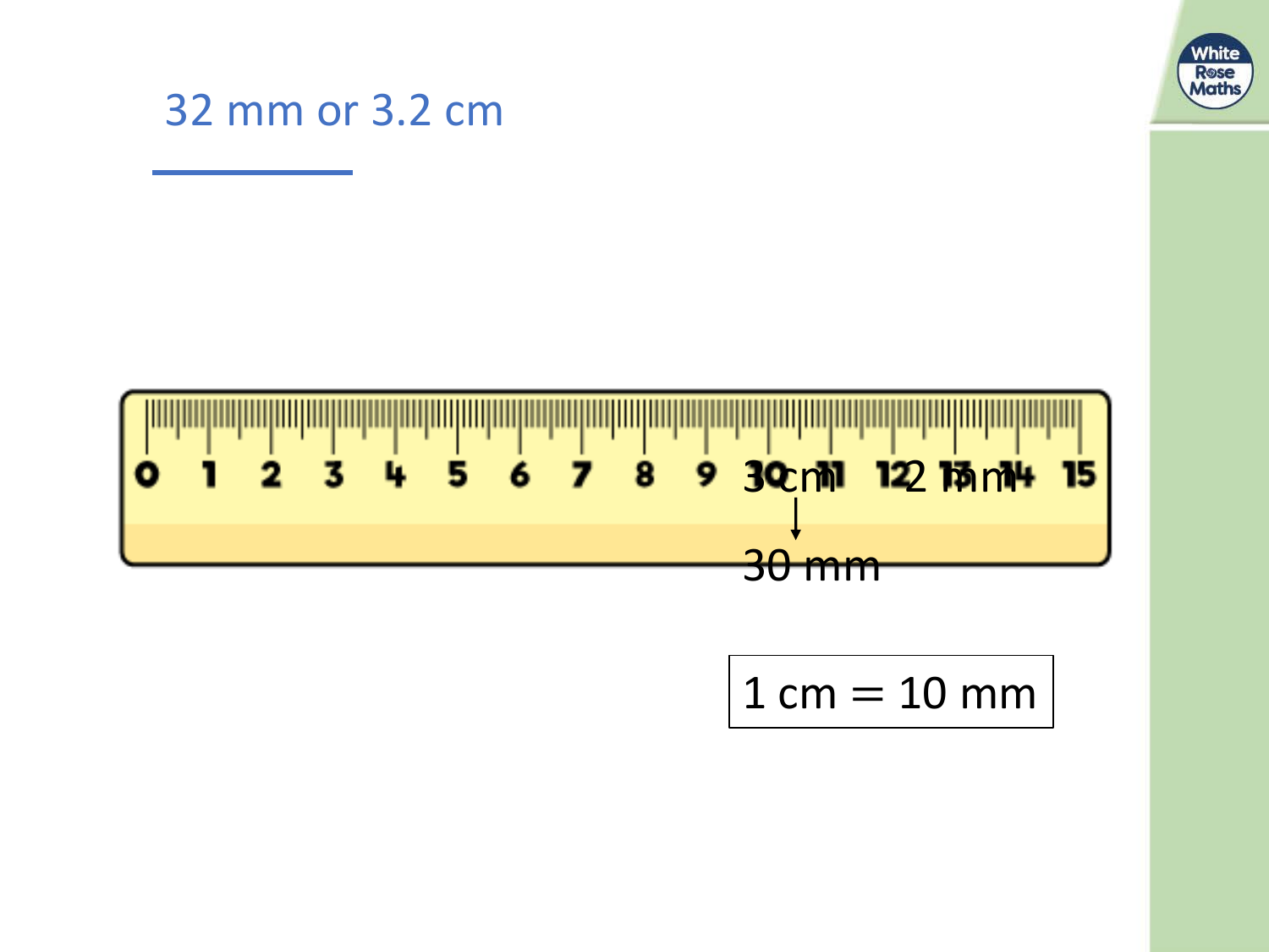# 32 mm or 3.2 cm

0 1 2 3 4 5 6 7 8 9 10 11 12 13 14 15

3 cm 2 mm

↓

30 mm

1 cm = 10 mm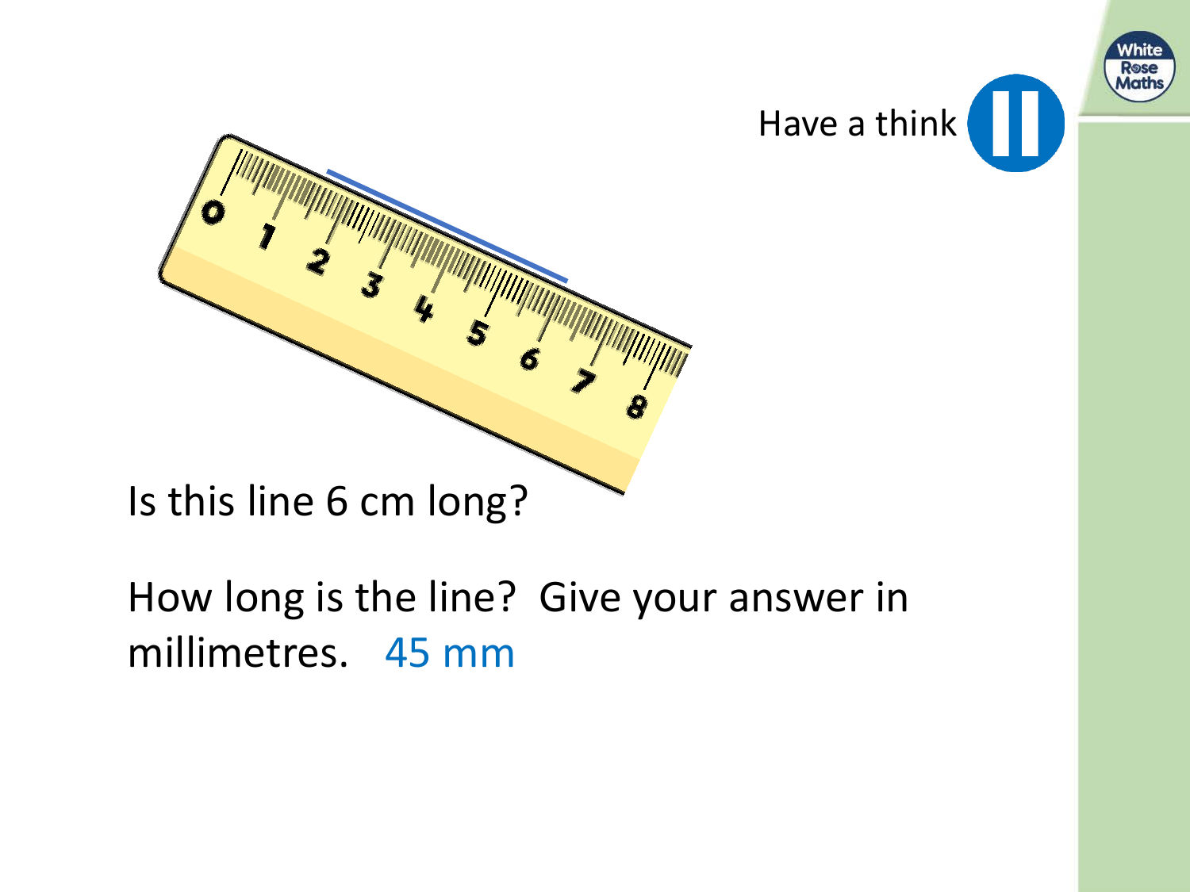Have a think

Is this line 6 cm long?

How long is the line? Give your answer in millimetres. 45 mm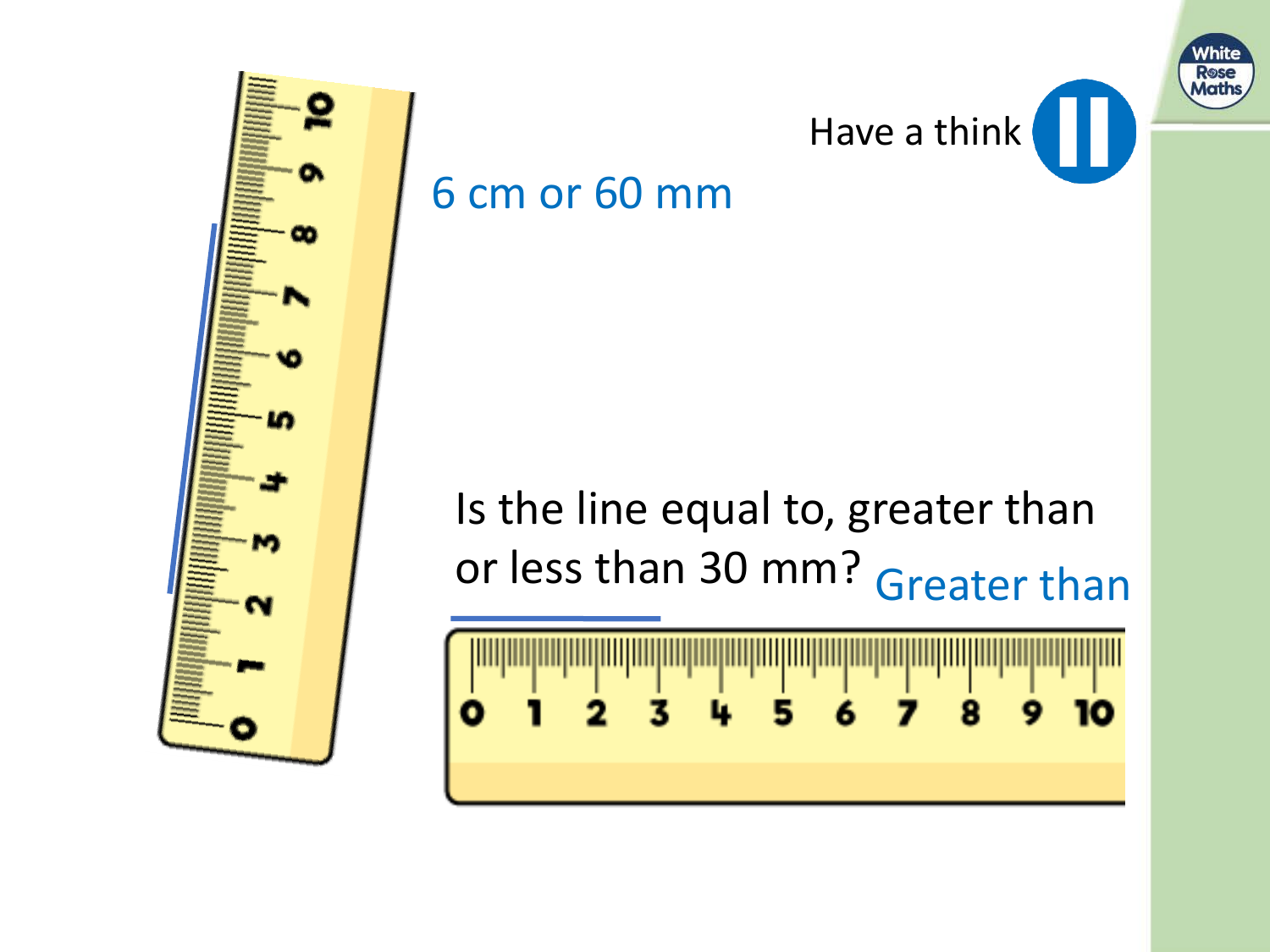Have a think

6 cm or 60 mm

Is the line equal to, greater than or less than 30 mm? Greater than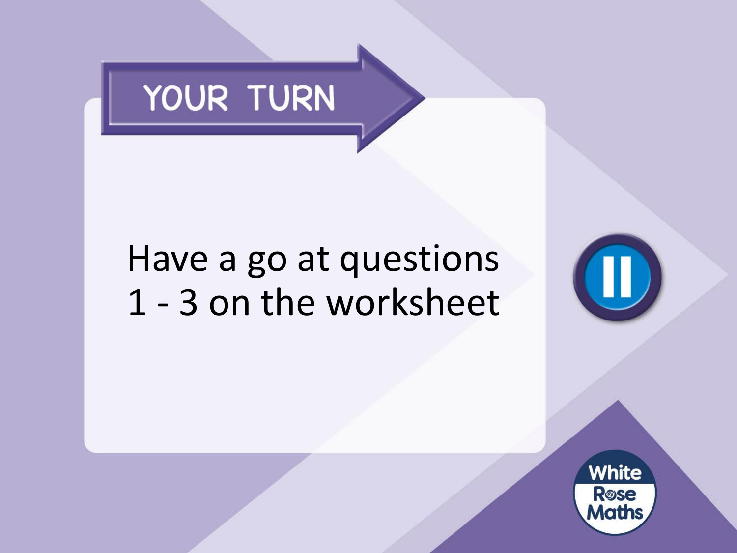# YOUR TURN

Have a go at questions 1 - 3 on the worksheet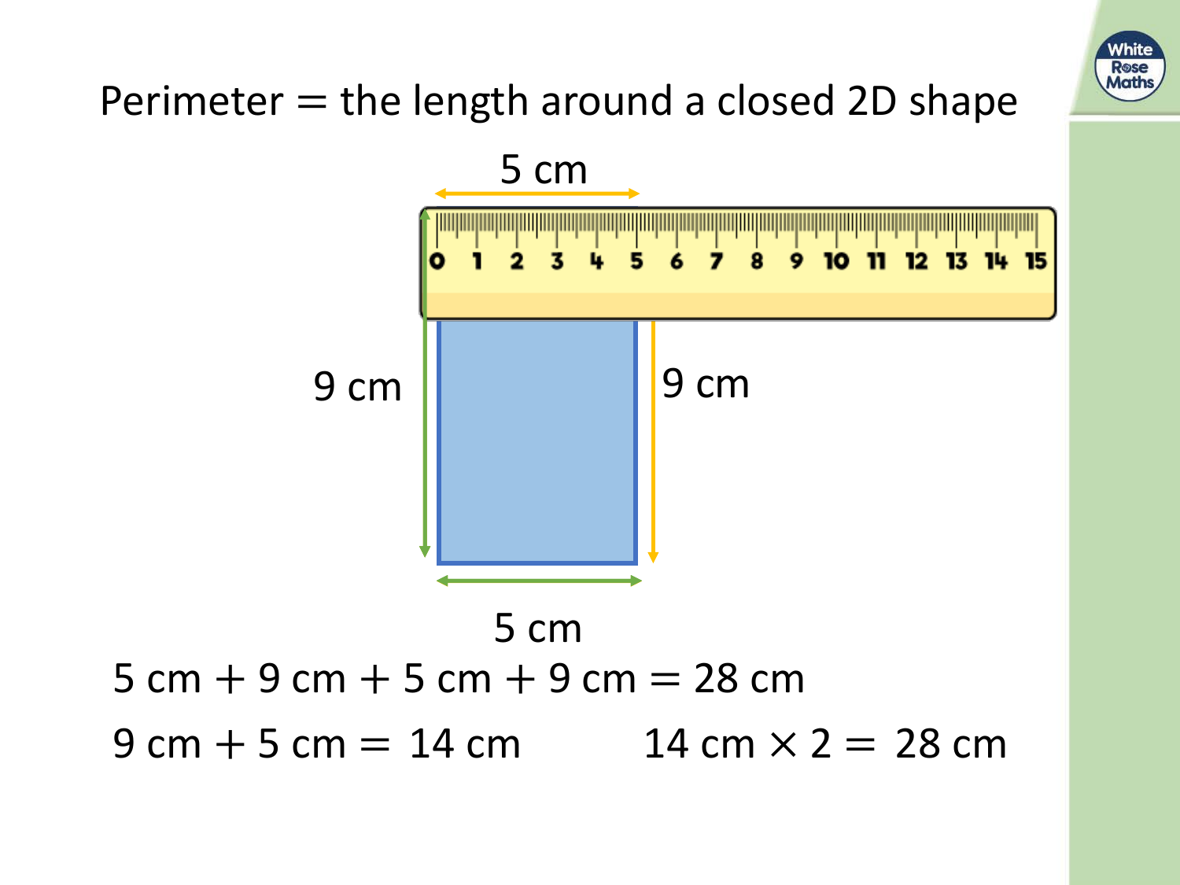Perimeter = the length around a closed 2D shape

5 cm

9 cm

9 cm

5 cm

$5 \text{ cm} + 9 \text{ cm} + 5 \text{ cm} + 9 \text{ cm} = 28 \text{ cm}$

$9 \text{ cm} + 5 \text{ cm} = 14 \text{ cm}$

$14 \text{ cm} \times 2 = 28 \text{ cm}$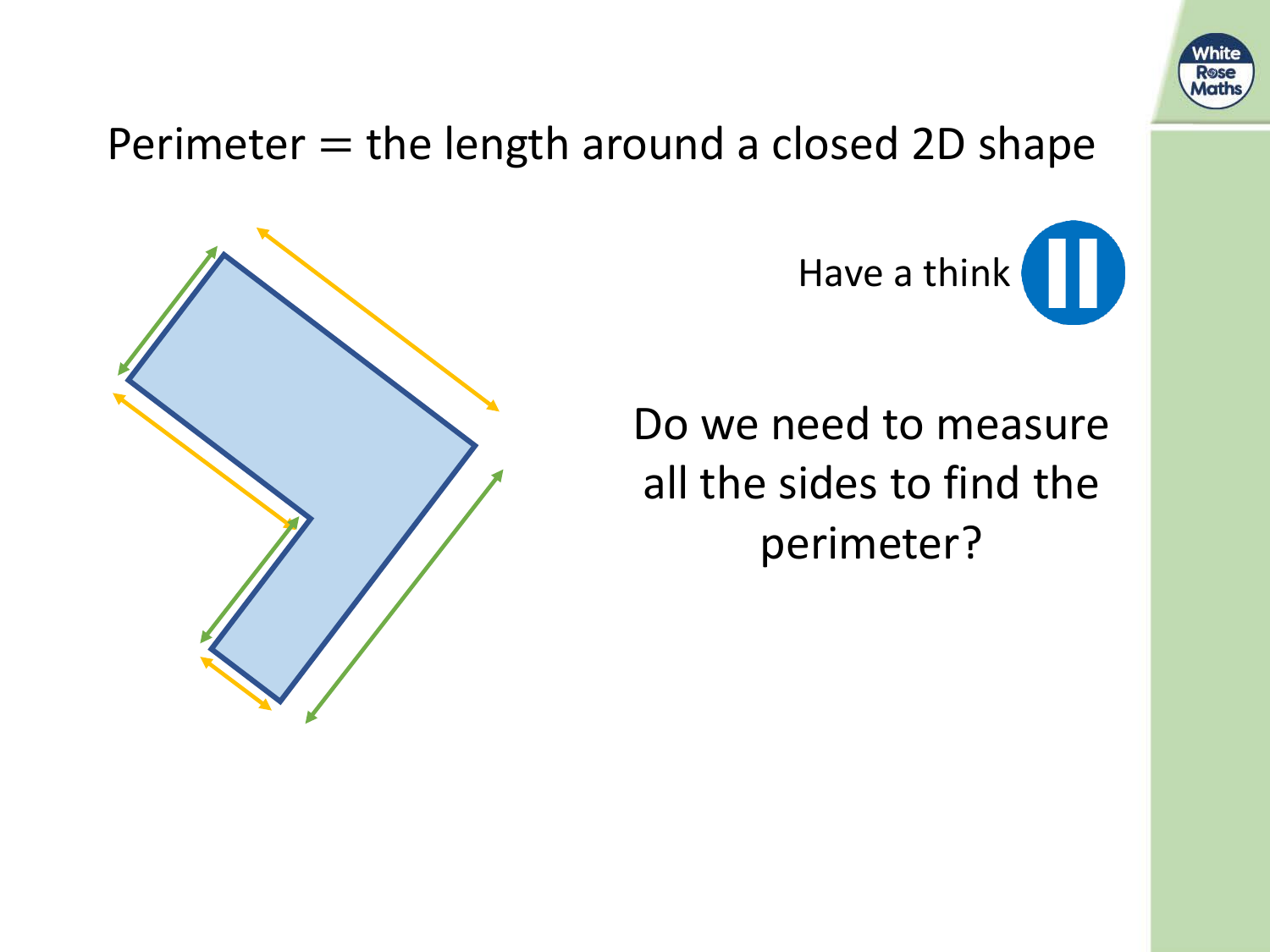Perimeter = the length around a closed 2D shape

Have a think

Do we need to measure all the sides to find the perimeter?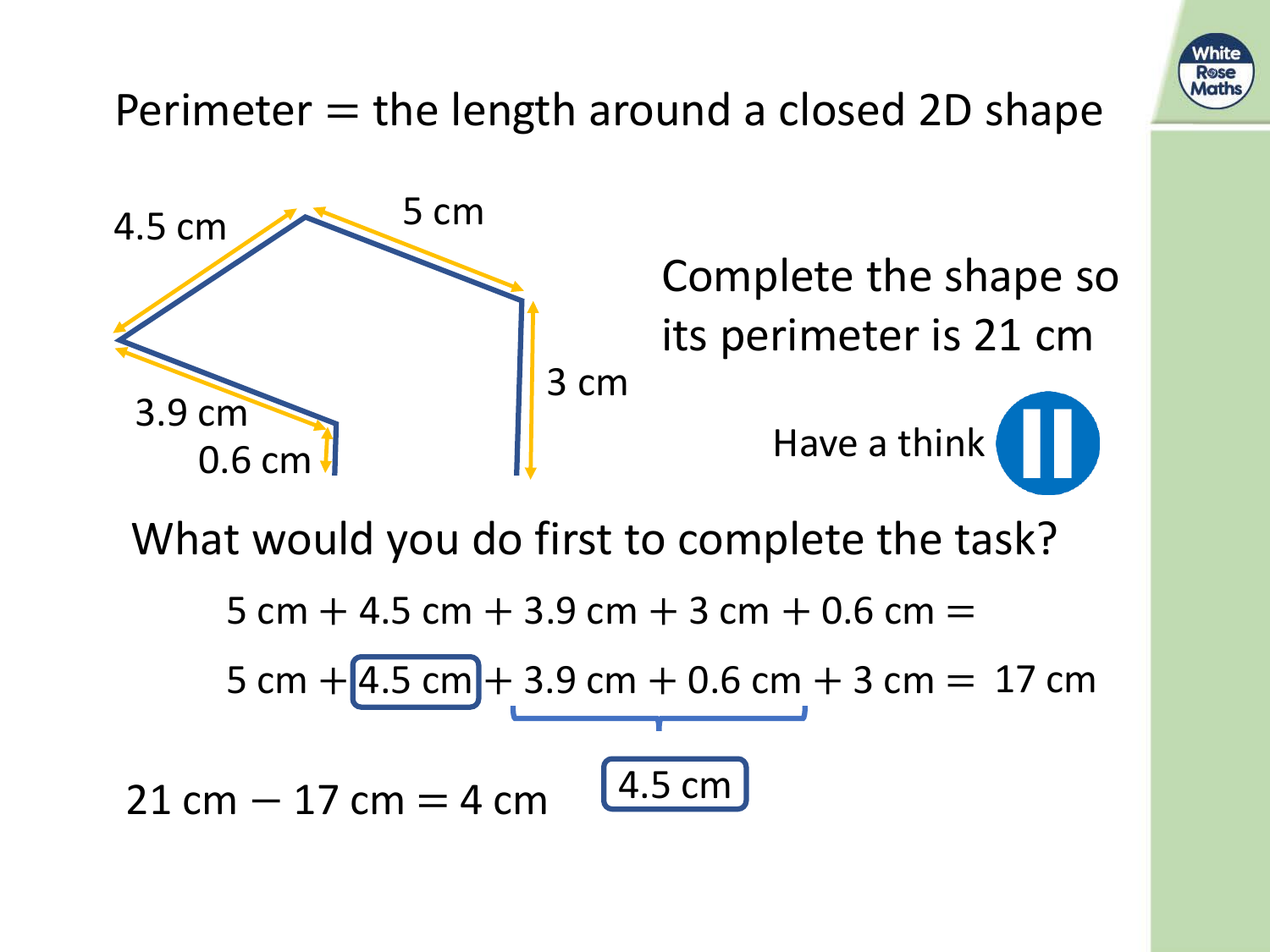Perimeter = the length around a closed 2D shape

4.5 cm

5 cm

3 cm

3.9 cm

0.6 cm

Complete the shape so its perimeter is 21 cm

Have a think

What would you do first to complete the task?

$5\text{ cm} + 4.5\text{ cm} + 3.9\text{ cm} + 3\text{ cm} + 0.6\text{ cm} =$

$5\text{ cm} + 4.5\text{ cm} + 3.9\text{ cm} + 0.6\text{ cm} + 3\text{ cm} = 17\text{ cm}$

4.5 cm

$21\text{ cm} - 17\text{ cm} = 4\text{ cm}$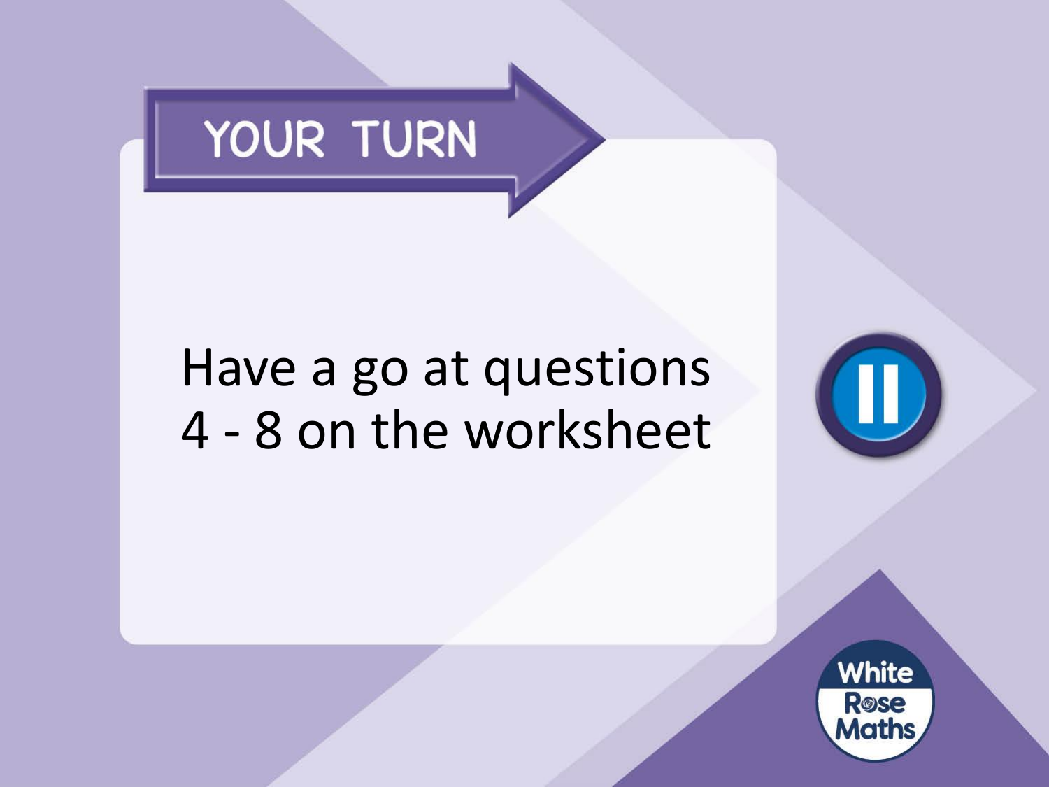YOUR TURN

Have a go at questions 4 - 8 on the worksheet